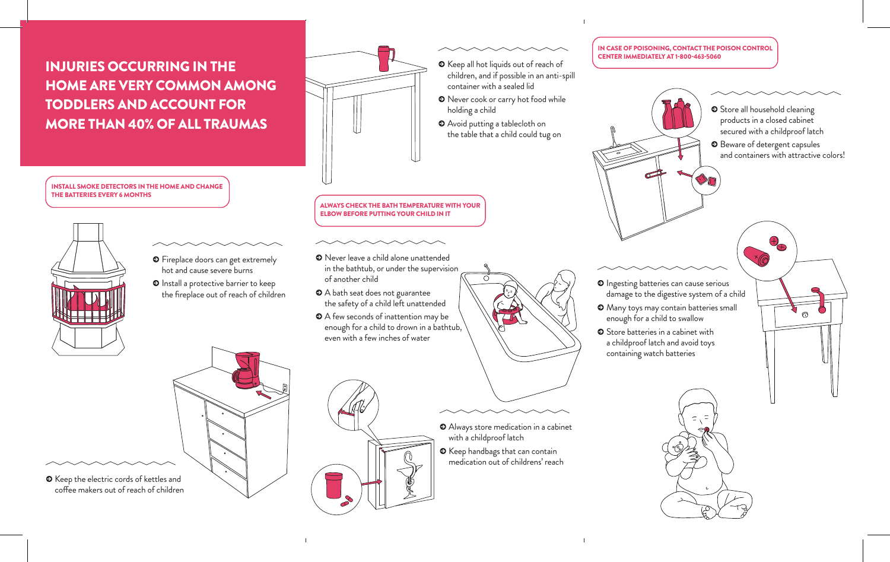# INJURIES OCCURRING IN THE HOME ARE VERY COMMON AMONG TODDLERS AND ACCOUNT FOR MORE THAN 40% OF ALL TRAUMAS

**INSTALL SMOKE DETECTORS IN THE HOME AND CHANGE THE BATTERIES EVERY 6 MONTHS**

- Fireplace doors can get extremely hot and cause severe burns
- Install a protective barrier to keep the fireplace out of reach of children

- Keep the electric cords of kettles and coffee makers out of reach of children

- Keep all hot liquids out of reach of children, and if possible in an anti-spill container with a sealed lid
- Never cook or carry hot food while holding a child
- Avoid putting a tablecloth on the table that a child could tug on

**ALWAYS CHECK THE BATH TEMPERATURE WITH YOUR ELBOW BEFORE PUTTING YOUR CHILD IN IT**

- Never leave a child alone unattended in the bathtub, or under the supervision of another child
- A bath seat does not guarantee the safety of a child left unattended
- A few seconds of inattention may be enough for a child to drown in a bathtub, even with a few inches of water

- Always store medication in a cabinet with a childproof latch
- Keep handbags that can contain medication out of childrens' reach

**IN CASE OF POISONING, CONTACT THE POISON CONTROL CENTER IMMEDIATELY AT 1-800-463-5060**

- Store all household cleaning products in a closed cabinet secured with a childproof latch
- Beware of detergent capsules and containers with attractive colors!

- Ingesting batteries can cause serious damage to the digestive system of a child
- Many toys may contain batteries small enough for a child to swallow
- Store batteries in a cabinet with a childproof latch and avoid toys containing watch batteries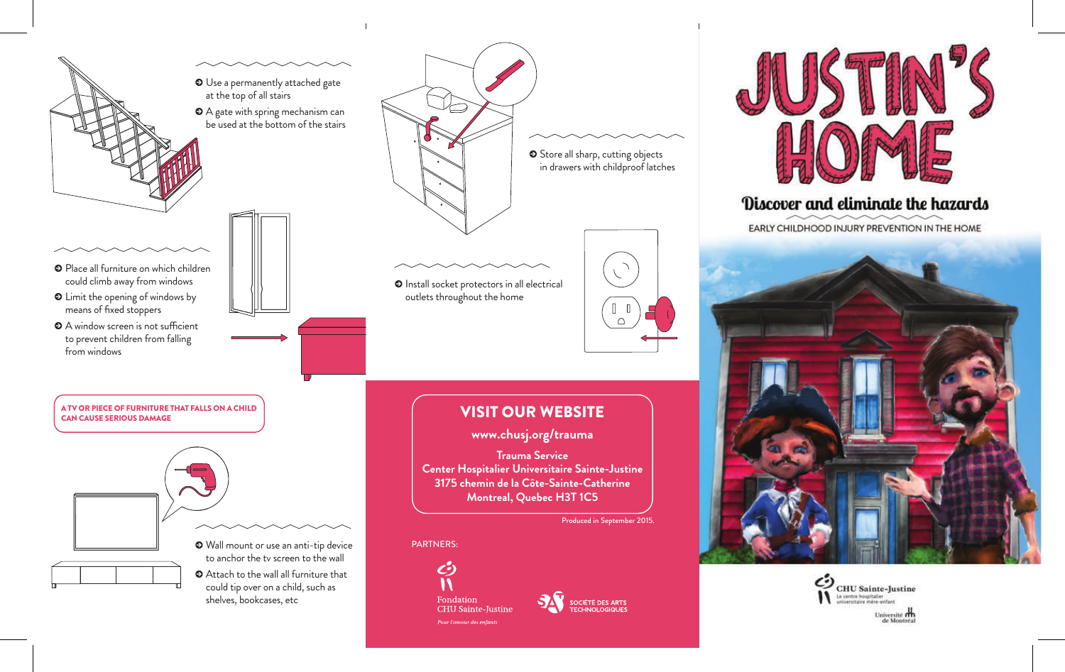- Use a permanently attached gate at the top of all stairs
- A gate with spring mechanism can be used at the bottom of the stairs

- Place all furniture on which children could climb away from windows
- Limit the opening of windows by means of fixed stoppers
- A window screen is not sufficient to prevent children from falling from windows

**A TV OR PIECE OF FURNITURE THAT FALLS ON A CHILD CAN CAUSE SERIOUS DAMAGE**

- Wall mount or use an anti-tip device to anchor the tv screen to the wall
- Attach to the wall all furniture that could tip over on a child, such as shelves, bookcases, etc

- Store all sharp, cutting objects in drawers with childproof latches

- Install socket protectors in all electrical outlets throughout the home

## VISIT OUR WEBSITE

**www.chusj.org/trauma**

**Trauma Service**
**Center Hospitalier Universitaire Sainte-Justine**
**3175 chemin de la Côte-Sainte-Catherine**
**Montreal, Quebec H3T 1C5**

Produced in September 2015.

PARTNERS:

Fondation CHU Sainte-Justine
*Pour l'amour des enfants*

SOCIÉTÉ DES ARTS TECHNOLOGIQUES

# JUSTIN'S HOME

## Discover and eliminate the hazards

EARLY CHILDHOOD INJURY PREVENTION IN THE HOME

CHU Sainte-Justine
Le centre hospitalier universitaire mère-enfant

Université de Montréal